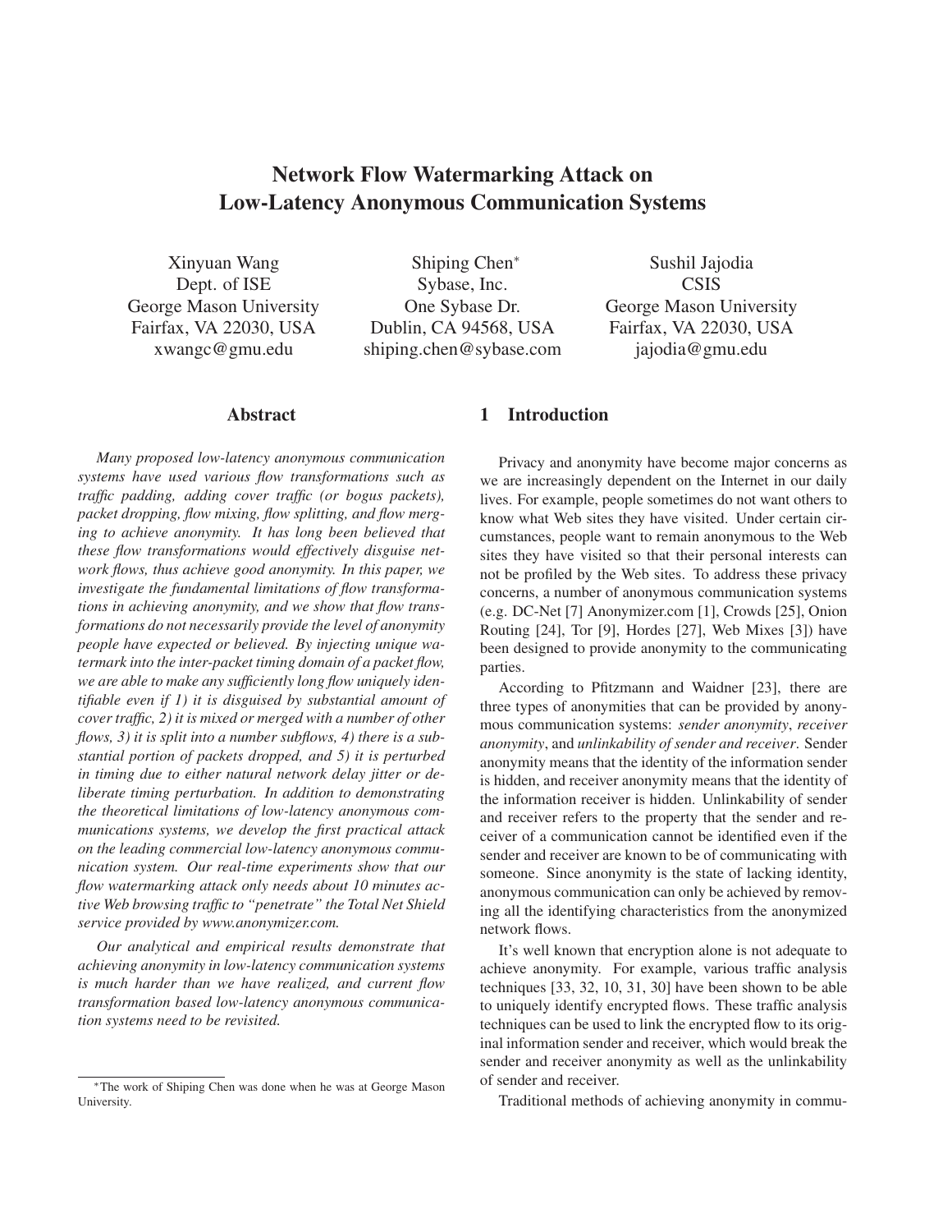# Network Flow Watermarking Attack on Low-Latency Anonymous Communication Systems

Xinyuan Wang
Dept. of ISE
George Mason University
Fairfax, VA 22030, USA
xwangc@gmu.edu

Shiping Chen*
Sybase, Inc.
One Sybase Dr.
Dublin, CA 94568, USA
shiping.chen@sybase.com

Sushil Jajodia
CSIS
George Mason University
Fairfax, VA 22030, USA
jajodia@gmu.edu

## Abstract

*Many proposed low-latency anonymous communication systems have used various flow transformations such as traffic padding, adding cover traffic (or bogus packets), packet dropping, flow mixing, flow splitting, and flow merging to achieve anonymity. It has long been believed that these flow transformations would effectively disguise network flows, thus achieve good anonymity. In this paper, we investigate the fundamental limitations of flow transformations in achieving anonymity, and we show that flow transformations do not necessarily provide the level of anonymity people have expected or believed. By injecting unique watermark into the inter-packet timing domain of a packet flow, we are able to make any sufficiently long flow uniquely identifiable even if 1) it is disguised by substantial amount of cover traffic, 2) it is mixed or merged with a number of other flows, 3) it is split into a number subflows, 4) there is a substantial portion of packets dropped, and 5) it is perturbed in timing due to either natural network delay jitter or deliberate timing perturbation. In addition to demonstrating the theoretical limitations of low-latency anonymous communications systems, we develop the first practical attack on the leading commercial low-latency anonymous communication system. Our real-time experiments show that our flow watermarking attack only needs about 10 minutes active Web browsing traffic to "penetrate" the Total Net Shield service provided by www.anonymizer.com.*

*Our analytical and empirical results demonstrate that achieving anonymity in low-latency communication systems is much harder than we have realized, and current flow transformation based low-latency anonymous communication systems need to be revisited.*

## 1 Introduction

Privacy and anonymity have become major concerns as we are increasingly dependent on the Internet in our daily lives. For example, people sometimes do not want others to know what Web sites they have visited. Under certain circumstances, people want to remain anonymous to the Web sites they have visited so that their personal interests can not be profiled by the Web sites. To address these privacy concerns, a number of anonymous communication systems (e.g. DC-Net [7] Anonymizer.com [1], Crowds [25], Onion Routing [24], Tor [9], Hordes [27], Web Mixes [3]) have been designed to provide anonymity to the communicating parties.

According to Pfitzmann and Waidner [23], there are three types of anonymities that can be provided by anonymous communication systems: *sender anonymity*, *receiver anonymity*, and *unlinkability of sender and receiver*. Sender anonymity means that the identity of the information sender is hidden, and receiver anonymity means that the identity of the information receiver is hidden. Unlinkability of sender and receiver refers to the property that the sender and receiver of a communication cannot be identified even if the sender and receiver are known to be of communicating with someone. Since anonymity is the state of lacking identity, anonymous communication can only be achieved by removing all the identifying characteristics from the anonymized network flows.

It's well known that encryption alone is not adequate to achieve anonymity. For example, various traffic analysis techniques [33, 32, 10, 31, 30] have been shown to be able to uniquely identify encrypted flows. These traffic analysis techniques can be used to link the encrypted flow to its original information sender and receiver, which would break the sender and receiver anonymity as well as the unlinkability of sender and receiver.

Traditional methods of achieving anonymity in commu-

*The work of Shiping Chen was done when he was at George Mason University.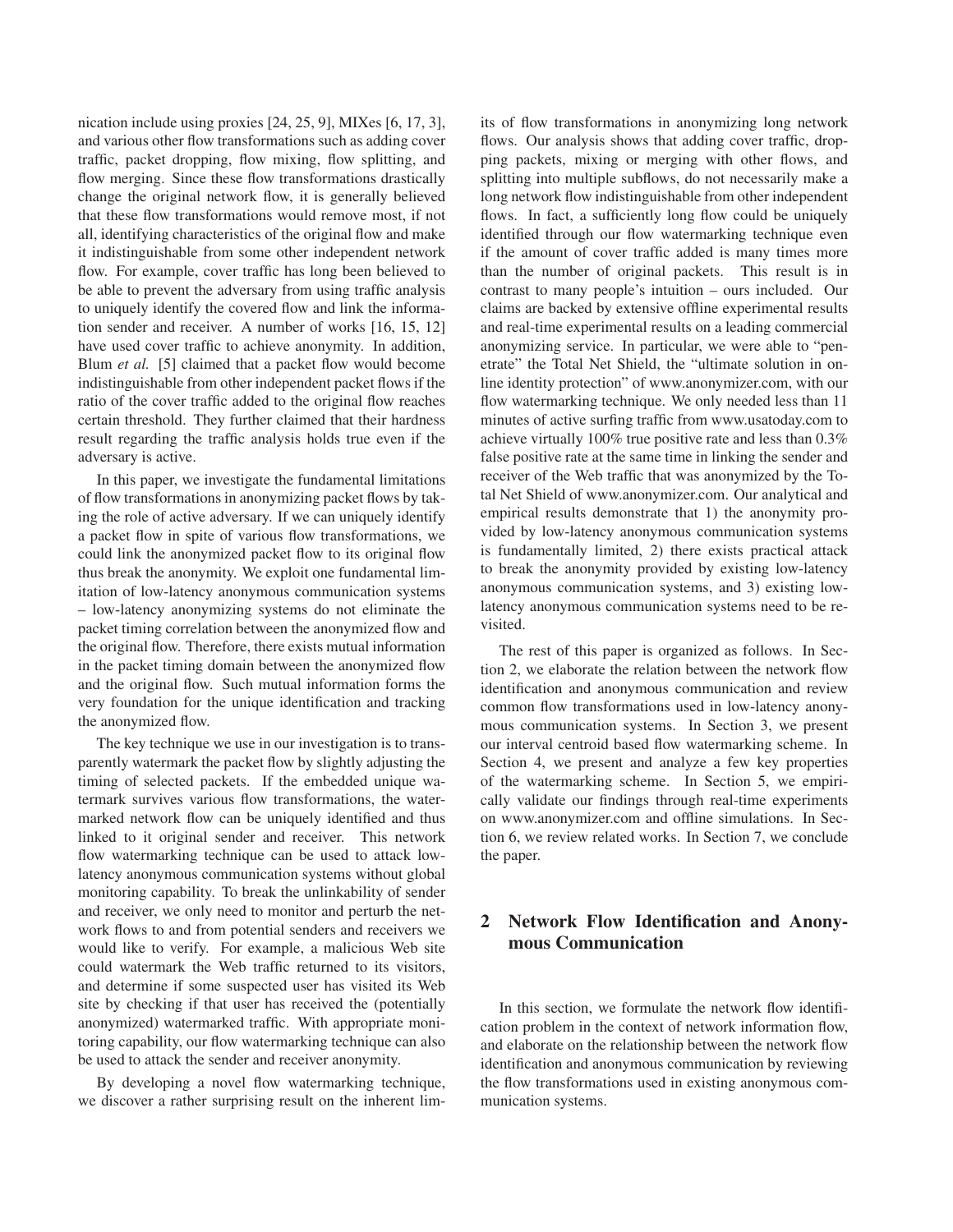nication include using proxies [24, 25, 9], MIXes [6, 17, 3], and various other flow transformations such as adding cover traffic, packet dropping, flow mixing, flow splitting, and flow merging. Since these flow transformations drastically change the original network flow, it is generally believed that these flow transformations would remove most, if not all, identifying characteristics of the original flow and make it indistinguishable from some other independent network flow. For example, cover traffic has long been believed to be able to prevent the adversary from using traffic analysis to uniquely identify the covered flow and link the information sender and receiver. A number of works [16, 15, 12] have used cover traffic to achieve anonymity. In addition, Blum *et al.* [5] claimed that a packet flow would become indistinguishable from other independent packet flows if the ratio of the cover traffic added to the original flow reaches certain threshold. They further claimed that their hardness result regarding the traffic analysis holds true even if the adversary is active.

In this paper, we investigate the fundamental limitations of flow transformations in anonymizing packet flows by taking the role of active adversary. If we can uniquely identify a packet flow in spite of various flow transformations, we could link the anonymized packet flow to its original flow thus break the anonymity. We exploit one fundamental limitation of low-latency anonymous communication systems – low-latency anonymizing systems do not eliminate the packet timing correlation between the anonymized flow and the original flow. Therefore, there exists mutual information in the packet timing domain between the anonymized flow and the original flow. Such mutual information forms the very foundation for the unique identification and tracking the anonymized flow.

The key technique we use in our investigation is to transparently watermark the packet flow by slightly adjusting the timing of selected packets. If the embedded unique watermark survives various flow transformations, the watermarked network flow can be uniquely identified and thus linked to it original sender and receiver. This network flow watermarking technique can be used to attack low-latency anonymous communication systems without global monitoring capability. To break the unlinkability of sender and receiver, we only need to monitor and perturb the network flows to and from potential senders and receivers we would like to verify. For example, a malicious Web site could watermark the Web traffic returned to its visitors, and determine if some suspected user has visited its Web site by checking if that user has received the (potentially anonymized) watermarked traffic. With appropriate monitoring capability, our flow watermarking technique can also be used to attack the sender and receiver anonymity.

By developing a novel flow watermarking technique, we discover a rather surprising result on the inherent limits of flow transformations in anonymizing long network flows. Our analysis shows that adding cover traffic, dropping packets, mixing or merging with other flows, and splitting into multiple subflows, do not necessarily make a long network flow indistinguishable from other independent flows. In fact, a sufficiently long flow could be uniquely identified through our flow watermarking technique even if the amount of cover traffic added is many times more than the number of original packets. This result is in contrast to many people's intuition – ours included. Our claims are backed by extensive offline experimental results and real-time experimental results on a leading commercial anonymizing service. In particular, we were able to "penetrate" the Total Net Shield, the "ultimate solution in online identity protection" of www.anonymizer.com, with our flow watermarking technique. We only needed less than 11 minutes of active surfing traffic from www.usatoday.com to achieve virtually 100% true positive rate and less than 0.3% false positive rate at the same time in linking the sender and receiver of the Web traffic that was anonymized by the Total Net Shield of www.anonymizer.com. Our analytical and empirical results demonstrate that 1) the anonymity provided by low-latency anonymous communication systems is fundamentally limited, 2) there exists practical attack to break the anonymity provided by existing low-latency anonymous communication systems, and 3) existing low-latency anonymous communication systems need to be revisited.

The rest of this paper is organized as follows. In Section 2, we elaborate the relation between the network flow identification and anonymous communication and review common flow transformations used in low-latency anonymous communication systems. In Section 3, we present our interval centroid based flow watermarking scheme. In Section 4, we present and analyze a few key properties of the watermarking scheme. In Section 5, we empirically validate our findings through real-time experiments on www.anonymizer.com and offline simulations. In Section 6, we review related works. In Section 7, we conclude the paper.

## 2 Network Flow Identification and Anonymous Communication

In this section, we formulate the network flow identification problem in the context of network information flow, and elaborate on the relationship between the network flow identification and anonymous communication by reviewing the flow transformations used in existing anonymous communication systems.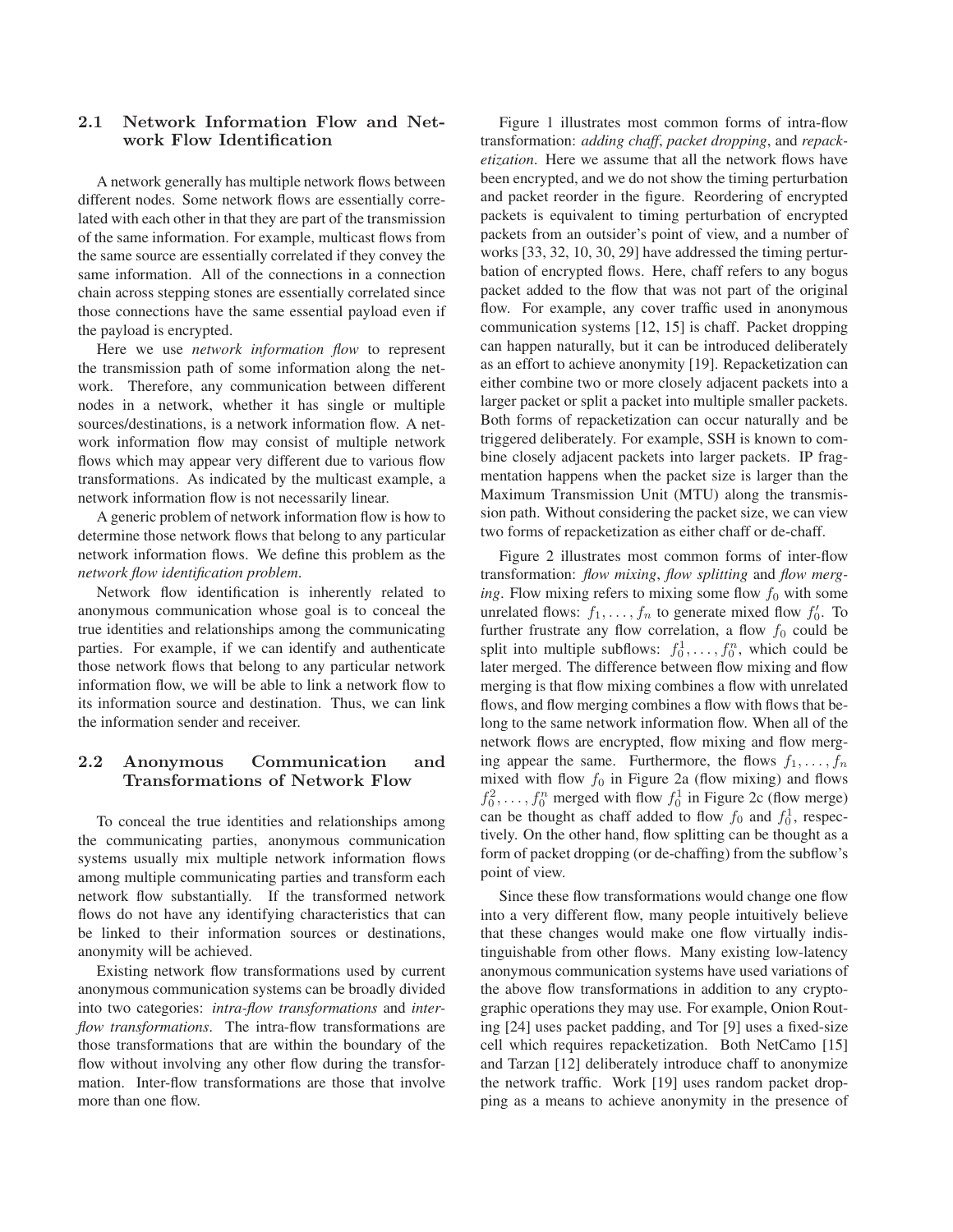### 2.1 Network Information Flow and Network Flow Identification

A network generally has multiple network flows between different nodes. Some network flows are essentially correlated with each other in that they are part of the transmission of the same information. For example, multicast flows from the same source are essentially correlated if they convey the same information. All of the connections in a connection chain across stepping stones are essentially correlated since those connections have the same essential payload even if the payload is encrypted.

Here we use *network information flow* to represent the transmission path of some information along the network. Therefore, any communication between different nodes in a network, whether it has single or multiple sources/destinations, is a network information flow. A network information flow may consist of multiple network flows which may appear very different due to various flow transformations. As indicated by the multicast example, a network information flow is not necessarily linear.

A generic problem of network information flow is how to determine those network flows that belong to any particular network information flows. We define this problem as the *network flow identification problem*.

Network flow identification is inherently related to anonymous communication whose goal is to conceal the true identities and relationships among the communicating parties. For example, if we can identify and authenticate those network flows that belong to any particular network information flow, we will be able to link a network flow to its information source and destination. Thus, we can link the information sender and receiver.

### 2.2 Anonymous Communication and Transformations of Network Flow

To conceal the true identities and relationships among the communicating parties, anonymous communication systems usually mix multiple network information flows among multiple communicating parties and transform each network flow substantially. If the transformed network flows do not have any identifying characteristics that can be linked to their information sources or destinations, anonymity will be achieved.

Existing network flow transformations used by current anonymous communication systems can be broadly divided into two categories: *intra-flow transformations* and *inter-flow transformations*. The intra-flow transformations are those transformations that are within the boundary of the flow without involving any other flow during the transformation. Inter-flow transformations are those that involve more than one flow.

Figure 1 illustrates most common forms of intra-flow transformation: *adding chaff*, *packet dropping*, and *repacketization*. Here we assume that all the network flows have been encrypted, and we do not show the timing perturbation and packet reorder in the figure. Reordering of encrypted packets is equivalent to timing perturbation of encrypted packets from an outsider's point of view, and a number of works [33, 32, 10, 30, 29] have addressed the timing perturbation of encrypted flows. Here, chaff refers to any bogus packet added to the flow that was not part of the original flow. For example, any cover traffic used in anonymous communication systems [12, 15] is chaff. Packet dropping can happen naturally, but it can be introduced deliberately as an effort to achieve anonymity [19]. Repacketization can either combine two or more closely adjacent packets into a larger packet or split a packet into multiple smaller packets. Both forms of repacketization can occur naturally and be triggered deliberately. For example, SSH is known to combine closely adjacent packets into larger packets. IP fragmentation happens when the packet size is larger than the Maximum Transmission Unit (MTU) along the transmission path. Without considering the packet size, we can view two forms of repacketization as either chaff or de-chaff.

Figure 2 illustrates most common forms of inter-flow transformation: *flow mixing*, *flow splitting* and *flow merging*. Flow mixing refers to mixing some flow $f_0$ with some unrelated flows: $f_1, \ldots, f_n$ to generate mixed flow $f_0'$. To further frustrate any flow correlation, a flow $f_0$ could be split into multiple subflows: $f_0^1, \ldots, f_0^n$, which could be later merged. The difference between flow mixing and flow merging is that flow mixing combines a flow with unrelated flows, and flow merging combines a flow with flows that belong to the same network information flow. When all of the network flows are encrypted, flow mixing and flow merging appear the same. Furthermore, the flows $f_1, \ldots, f_n$ mixed with flow $f_0$ in Figure 2a (flow mixing) and flows $f_0^2, \ldots, f_0^n$ merged with flow $f_0^1$ in Figure 2c (flow merge) can be thought as chaff added to flow $f_0$ and $f_0^1$, respectively. On the other hand, flow splitting can be thought as a form of packet dropping (or de-chaffing) from the subflow's point of view.

Since these flow transformations would change one flow into a very different flow, many people intuitively believe that these changes would make one flow virtually indistinguishable from other flows. Many existing low-latency anonymous communication systems have used variations of the above flow transformations in addition to any cryptographic operations they may use. For example, Onion Routing [24] uses packet padding, and Tor [9] uses a fixed-size cell which requires repacketization. Both NetCamo [15] and Tarzan [12] deliberately introduce chaff to anonymize the network traffic. Work [19] uses random packet dropping as a means to achieve anonymity in the presence of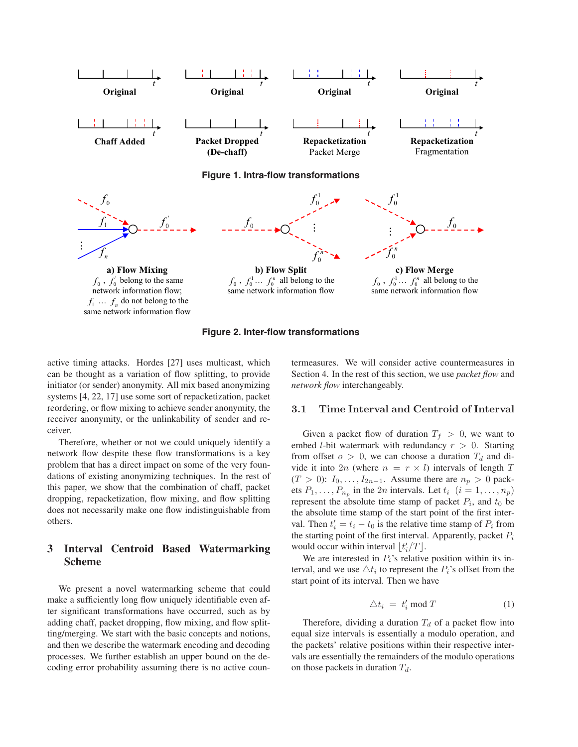**Figure 1. Intra-flow transformations**

**Figure 2. Inter-flow transformations**

active timing attacks. Hordes [27] uses multicast, which can be thought as a variation of flow splitting, to provide initiator (or sender) anonymity. All mix based anonymizing systems [4, 22, 17] use some sort of repacketization, packet reordering, or flow mixing to achieve sender anonymity, the receiver anonymity, or the unlinkability of sender and receiver.

Therefore, whether or not we could uniquely identify a network flow despite these flow transformations is a key problem that has a direct impact on some of the very foundations of existing anonymizing techniques. In the rest of this paper, we show that the combination of chaff, packet dropping, repacketization, flow mixing, and flow splitting does not necessarily make one flow indistinguishable from others.

## 3 Interval Centroid Based Watermarking Scheme

We present a novel watermarking scheme that could make a sufficiently long flow uniquely identifiable even after significant transformations have occurred, such as by adding chaff, packet dropping, flow mixing, and flow splitting/merging. We start with the basic concepts and notions, and then we describe the watermark encoding and decoding processes. We further establish an upper bound on the decoding error probability assuming there is no active countermeasures. We will consider active countermeasures in Section 4. In the rest of this section, we use *packet flow* and *network flow* interchangeably.

### 3.1 Time Interval and Centroid of Interval

Given a packet flow of duration $T_f > 0$, we want to embed $l$-bit watermark with redundancy $r > 0$. Starting from offset $o > 0$, we can choose a duration $T_d$ and divide it into $2n$ (where $n = r \times l$) intervals of length $T$ ($T > 0$): $I_0, \ldots, I_{2n-1}$. Assume there are $n_p > 0$ packets $P_1, \ldots, P_{n_p}$ in the $2n$ intervals. Let $t_i$ $(i = 1, \ldots, n_p)$ represent the absolute time stamp of packet $P_i$, and $t_0$ be the absolute time stamp of the start point of the first interval. Then $t'_i = t_i - t_0$ is the relative time stamp of $P_i$ from the starting point of the first interval. Apparently, packet $P_i$ would occur within interval $\lfloor t'_i/T \rfloor$.

We are interested in $P_i$'s relative position within its interval, and we use $\triangle t_i$ to represent the $P_i$'s offset from the start point of its interval. Then we have

$$\triangle t_i = t'_i \bmod T \tag{1}$$

Therefore, dividing a duration $T_d$ of a packet flow into equal size intervals is essentially a modulo operation, and the packets' relative positions within their respective intervals are essentially the remainders of the modulo operations on those packets in duration $T_d$.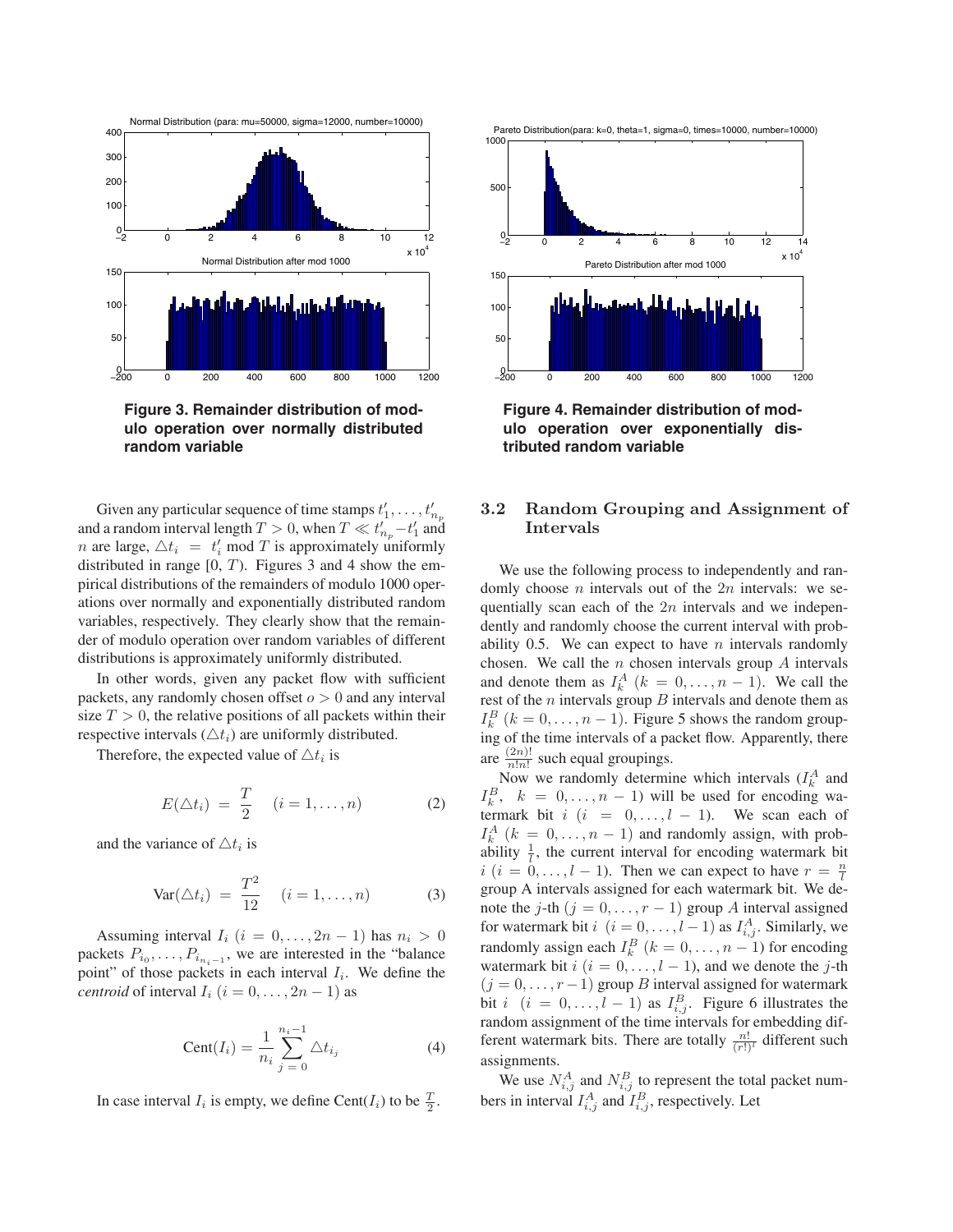Figure 3. Remainder distribution of modulo operation over normally distributed random variable

Figure 4. Remainder distribution of modulo operation over exponentially distributed random variable

Given any particular sequence of time stamps $t'_1, \ldots, t'_{n_p}$ and a random interval length $T > 0$, when $T \ll t'_{n_p} - t'_1$ and $n$ are large, $\triangle t_i = t'_i \bmod T$ is approximately uniformly distributed in range $[0, T)$. Figures 3 and 4 show the empirical distributions of the remainders of modulo 1000 operations over normally and exponentially distributed random variables, respectively. They clearly show that the remainder of modulo operation over random variables of different distributions is approximately uniformly distributed.

In other words, given any packet flow with sufficient packets, any randomly chosen offset $o > 0$ and any interval size $T > 0$, the relative positions of all packets within their respective intervals ($\triangle t_i$) are uniformly distributed.

Therefore, the expected value of $\triangle t_i$ is

$$E(\triangle t_i) = \frac{T}{2} \quad (i = 1, \ldots, n) \tag{2}$$

and the variance of $\triangle t_i$ is

$$\text{Var}(\triangle t_i) = \frac{T^2}{12} \quad (i = 1, \ldots, n) \tag{3}$$

Assuming interval $I_i$ $(i = 0, \ldots, 2n-1)$ has $n_i > 0$ packets $P_{i_0}, \ldots, P_{i_{n_i - 1}}$, we are interested in the "balance point" of those packets in each interval $I_i$. We define the *centroid* of interval $I_i$ $(i = 0, \ldots, 2n-1)$ as

$$\text{Cent}(I_i) = \frac{1}{n_i} \sum_{j=0}^{n_i - 1} \triangle t_{i_j} \tag{4}$$

In case interval $I_i$ is empty, we define $\text{Cent}(I_i)$ to be $\frac{T}{2}$.

## 3.2 Random Grouping and Assignment of Intervals

We use the following process to independently and randomly choose $n$ intervals out of the $2n$ intervals: we sequentially scan each of the $2n$ intervals and we independently and randomly choose the current interval with probability 0.5. We can expect to have $n$ intervals randomly chosen. We call the $n$ chosen intervals group $A$ intervals and denote them as $I^A_k$ $(k = 0, \ldots, n-1)$. We call the rest of the $n$ intervals group $B$ intervals and denote them as $I^B_k$ $(k = 0, \ldots, n-1)$. Figure 5 shows the random grouping of the time intervals of a packet flow. Apparently, there are $\frac{(2n)!}{n!n!}$ such equal groupings.

Now we randomly determine which intervals ($I^A_k$ and $I^B_k$, $k = 0, \ldots, n-1$) will be used for encoding watermark bit $i$ $(i = 0, \ldots, l-1)$. We scan each of $I^A_k$ $(k = 0, \ldots, n-1)$ and randomly assign, with probability $\frac{1}{l}$, the current interval for encoding watermark bit $i$ $(i = 0, \ldots, l-1)$. Then we can expect to have $r = \frac{n}{l}$ group A intervals assigned for each watermark bit. We denote the $j$-th $(j = 0, \ldots, r-1)$ group $A$ interval assigned for watermark bit $i$ $(i = 0, \ldots, l-1)$ as $I^A_{i,j}$. Similarly, we randomly assign each $I^B_k$ $(k = 0, \ldots, n-1)$ for encoding watermark bit $i$ $(i = 0, \ldots, l-1)$, and we denote the $j$-th $(j = 0, \ldots, r-1)$ group $B$ interval assigned for watermark bit $i$ $(i = 0, \ldots, l-1)$ as $I^B_{i,j}$. Figure 6 illustrates the random assignment of the time intervals for embedding different watermark bits. There are totally $\frac{n!}{(r!)^l}$ different such assignments.

We use $N^A_{i,j}$ and $N^B_{i,j}$ to represent the total packet numbers in interval $I^A_{i,j}$ and $I^B_{i,j}$, respectively. Let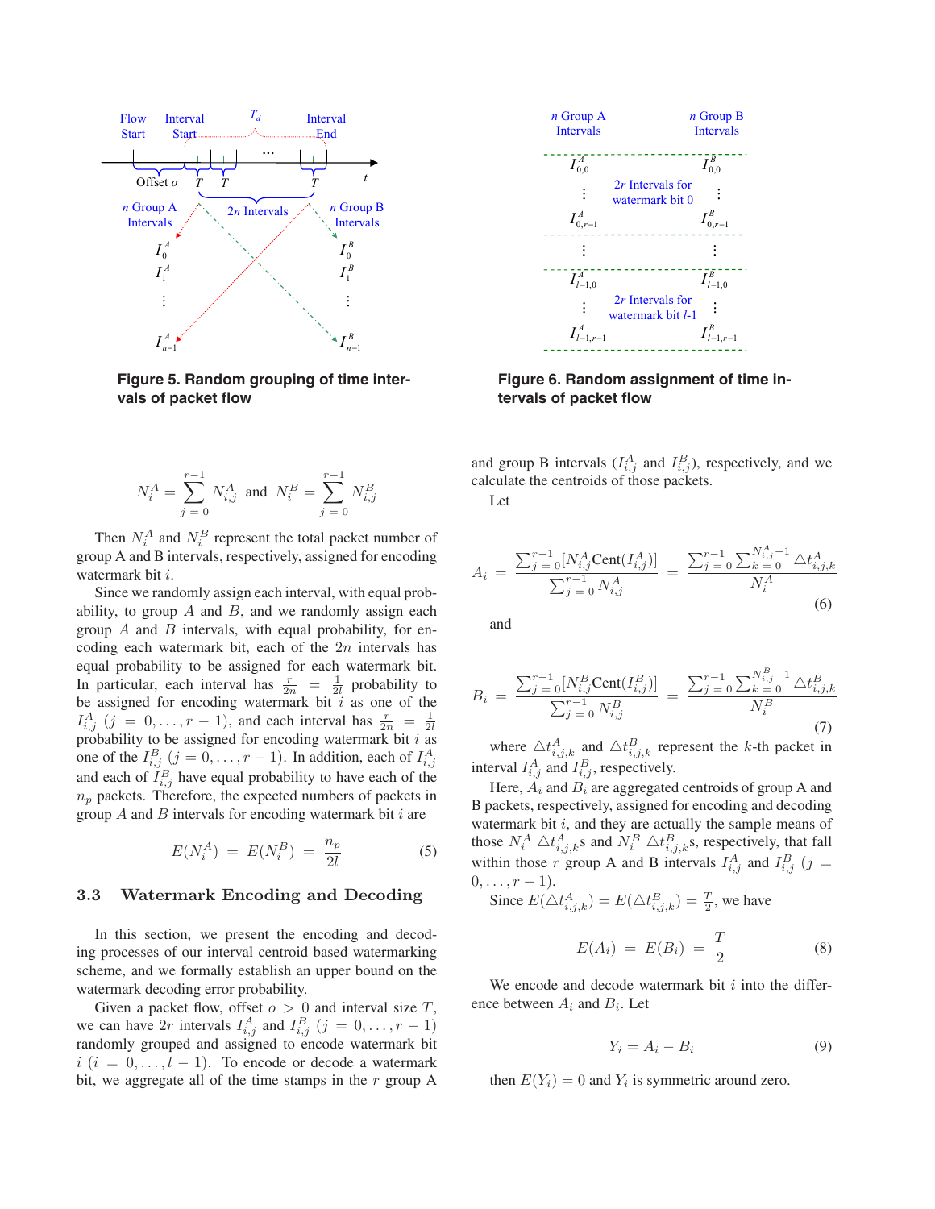Figure 5. Random grouping of time intervals of packet flow

Figure 6. Random assignment of time intervals of packet flow

$$N_i^A = \sum_{j=0}^{r-1} N_{i,j}^A \text{ and } N_i^B = \sum_{j=0}^{r-1} N_{i,j}^B$$

Then $N_i^A$ and $N_i^B$ represent the total packet number of group A and B intervals, respectively, assigned for encoding watermark bit $i$.

Since we randomly assign each interval, with equal probability, to group $A$ and $B$, and we randomly assign each group $A$ and $B$ intervals, with equal probability, for encoding each watermark bit, each of the $2n$ intervals has equal probability to be assigned for each watermark bit. In particular, each interval has $\frac{r}{2n} = \frac{1}{2l}$ probability to be assigned for encoding watermark bit $i$ as one of the $I_{i,j}^A$ $(j = 0, \ldots, r-1)$, and each interval has $\frac{r}{2n} = \frac{1}{2l}$ probability to be assigned for encoding watermark bit $i$ as one of the $I_{i,j}^B$ $(j = 0, \ldots, r-1)$. In addition, each of $I_{i,j}^A$ and each of $I_{i,j}^B$ have equal probability to have each of the $n_p$ packets. Therefore, the expected numbers of packets in group $A$ and $B$ intervals for encoding watermark bit $i$ are

$$E(N_i^A) = E(N_i^B) = \frac{n_p}{2l} \tag{5}$$

### 3.3 Watermark Encoding and Decoding

In this section, we present the encoding and decoding processes of our interval centroid based watermarking scheme, and we formally establish an upper bound on the watermark decoding error probability.

Given a packet flow, offset $o > 0$ and interval size $T$, we can have $2r$ intervals $I_{i,j}^A$ and $I_{i,j}^B$ $(j = 0, \ldots, r-1)$ randomly grouped and assigned to encode watermark bit $i$ $(i = 0, \ldots, l-1)$. To encode or decode a watermark bit, we aggregate all of the time stamps in the $r$ group A and group B intervals ($I_{i,j}^A$ and $I_{i,j}^B$), respectively, and we calculate the centroids of those packets.

Let

$$A_i = \frac{\sum_{j=0}^{r-1} [N_{i,j}^A \text{Cent}(I_{i,j}^A)]}{\sum_{j=0}^{r-1} N_{i,j}^A} = \frac{\sum_{j=0}^{r-1} \sum_{k=0}^{N_{i,j}^A - 1} \triangle t_{i,j,k}^A}{N_i^A} \tag{6}$$

and

$$B_i = \frac{\sum_{j=0}^{r-1} [N_{i,j}^B \text{Cent}(I_{i,j}^B)]}{\sum_{j=0}^{r-1} N_{i,j}^B} = \frac{\sum_{j=0}^{r-1} \sum_{k=0}^{N_{i,j}^B - 1} \triangle t_{i,j,k}^B}{N_i^B} \tag{7}$$

where $\triangle t_{i,j,k}^A$ and $\triangle t_{i,j,k}^B$ represent the $k$-th packet in interval $I_{i,j}^A$ and $I_{i,j}^B$, respectively.

Here, $A_i$ and $B_i$ are aggregated centroids of group A and B packets, respectively, assigned for encoding and decoding watermark bit $i$, and they are actually the sample means of those $N_i^A$ $\triangle t_{i,j,k}^A$s and $N_i^B$ $\triangle t_{i,j,k}^B$s, respectively, that fall within those $r$ group A and B intervals $I_{i,j}^A$ and $I_{i,j}^B$ $(j = 0, \ldots, r-1)$.

Since $E(\triangle t_{i,j,k}^A) = E(\triangle t_{i,j,k}^B) = \frac{T}{2}$, we have

$$E(A_i) = E(B_i) = \frac{T}{2} \tag{8}$$

We encode and decode watermark bit $i$ into the difference between $A_i$ and $B_i$. Let

$$Y_i = A_i - B_i \tag{9}$$

then $E(Y_i) = 0$ and $Y_i$ is symmetric around zero.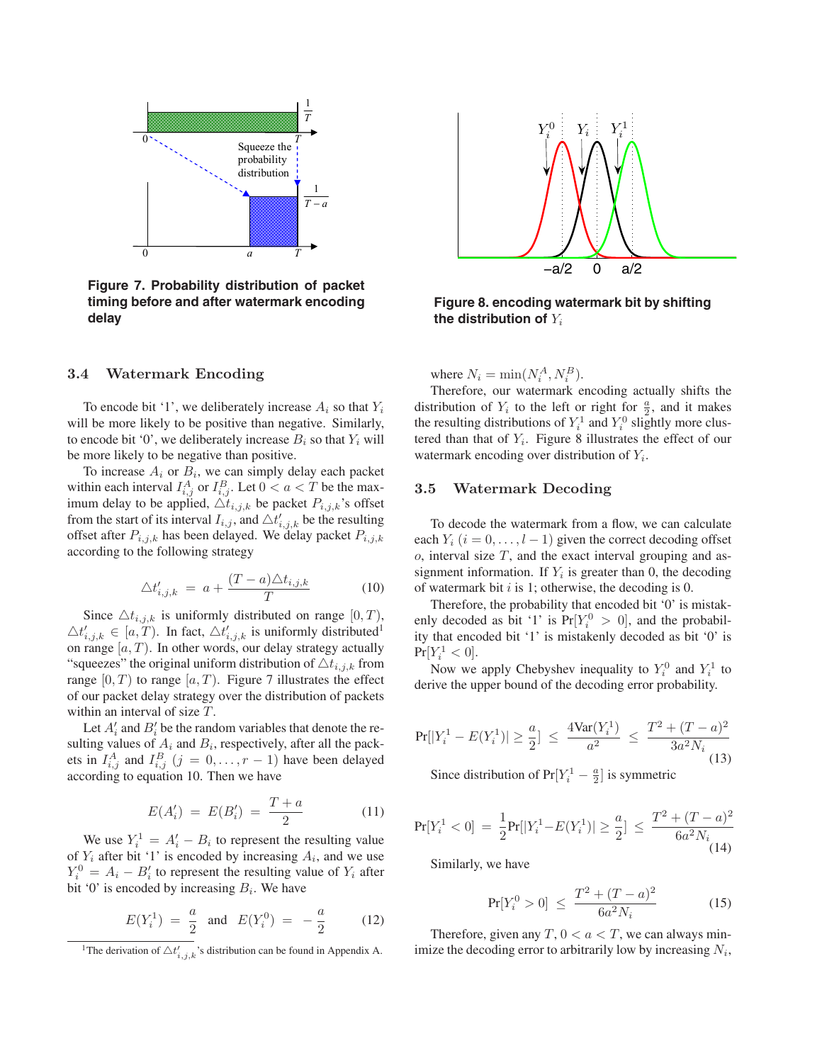Figure 7. Probability distribution of packet timing before and after watermark encoding delay

Figure 8. encoding watermark bit by shifting the distribution of $Y_i$

### 3.4 Watermark Encoding

To encode bit '1', we deliberately increase $A_i$ so that $Y_i$ will be more likely to be positive than negative. Similarly, to encode bit '0', we deliberately increase $B_i$ so that $Y_i$ will be more likely to be negative than positive.

To increase $A_i$ or $B_i$, we can simply delay each packet within each interval $I^A_{i,j}$ or $I^B_{i,j}$. Let $0 < a < T$ be the maximum delay to be applied, $\triangle t_{i,j,k}$ be packet $P_{i,j,k}$'s offset from the start of its interval $I_{i,j}$, and $\triangle t'_{i,j,k}$ be the resulting offset after $P_{i,j,k}$ has been delayed. We delay packet $P_{i,j,k}$ according to the following strategy

$$\triangle t'_{i,j,k} = a + \frac{(T-a)\triangle t_{i,j,k}}{T} \tag{10}$$

Since $\triangle t_{i,j,k}$ is uniformly distributed on range $[0, T)$, $\triangle t'_{i,j,k} \in [a, T)$. In fact, $\triangle t'_{i,j,k}$ is uniformly distributed[1] on range $[a, T)$. In other words, our delay strategy actually "squeezes" the original uniform distribution of $\triangle t_{i,j,k}$ from range $[0, T)$ to range $[a, T)$. Figure 7 illustrates the effect of our packet delay strategy over the distribution of packets within an interval of size $T$.

Let $A'_i$ and $B'_i$ be the random variables that denote the resulting values of $A_i$ and $B_i$, respectively, after all the packets in $I^A_{i,j}$ and $I^B_{i,j}$ $(j = 0, \ldots, r-1)$ have been delayed according to equation 10. Then we have

$$E(A'_i) = E(B'_i) = \frac{T+a}{2} \tag{11}$$

We use $Y^1_i = A'_i - B_i$ to represent the resulting value of $Y_i$ after bit '1' is encoded by increasing $A_i$, and we use $Y^0_i = A_i - B'_i$ to represent the resulting value of $Y_i$ after bit '0' is encoded by increasing $B_i$. We have

$$E(Y^1_i) = \frac{a}{2} \quad \text{and} \quad E(Y^0_i) = -\frac{a}{2} \tag{12}$$

[1] The derivation of $\triangle t'_{i,j,k}$'s distribution can be found in Appendix A.

where $N_i = \min(N^A_i, N^B_i)$.

Therefore, our watermark encoding actually shifts the distribution of $Y_i$ to the left or right for $\frac{a}{2}$, and it makes the resulting distributions of $Y^1_i$ and $Y^0_i$ slightly more clustered than that of $Y_i$. Figure 8 illustrates the effect of our watermark encoding over distribution of $Y_i$.

### 3.5 Watermark Decoding

To decode the watermark from a flow, we can calculate each $Y_i$ $(i = 0, \ldots, l-1)$ given the correct decoding offset $o$, interval size $T$, and the exact interval grouping and assignment information. If $Y_i$ is greater than 0, the decoding of watermark bit $i$ is 1; otherwise, the decoding is 0.

Therefore, the probability that encoded bit '0' is mistakenly decoded as bit '1' is $\Pr[Y^0_i > 0]$, and the probability that encoded bit '1' is mistakenly decoded as bit '0' is $\Pr[Y^1_i < 0]$.

Now we apply Chebyshev inequality to $Y^0_i$ and $Y^1_i$ to derive the upper bound of the decoding error probability.

$$\Pr[|Y^1_i - E(Y^1_i)| \geq \frac{a}{2}] \leq \frac{4\text{Var}(Y^1_i)}{a^2} \leq \frac{T^2 + (T-a)^2}{3a^2 N_i} \tag{13}$$

Since distribution of $\Pr[Y^1_i - \frac{a}{2}]$ is symmetric

$$\Pr[Y^1_i < 0] = \frac{1}{2}\Pr[|Y^1_i - E(Y^1_i)| \geq \frac{a}{2}] \leq \frac{T^2 + (T-a)^2}{6a^2 N_i} \tag{14}$$

Similarly, we have

$$\Pr[Y^0_i > 0] \leq \frac{T^2 + (T-a)^2}{6a^2 N_i} \tag{15}$$

Therefore, given any $T$, $0 < a < T$, we can always minimize the decoding error to arbitrarily low by increasing $N_i$,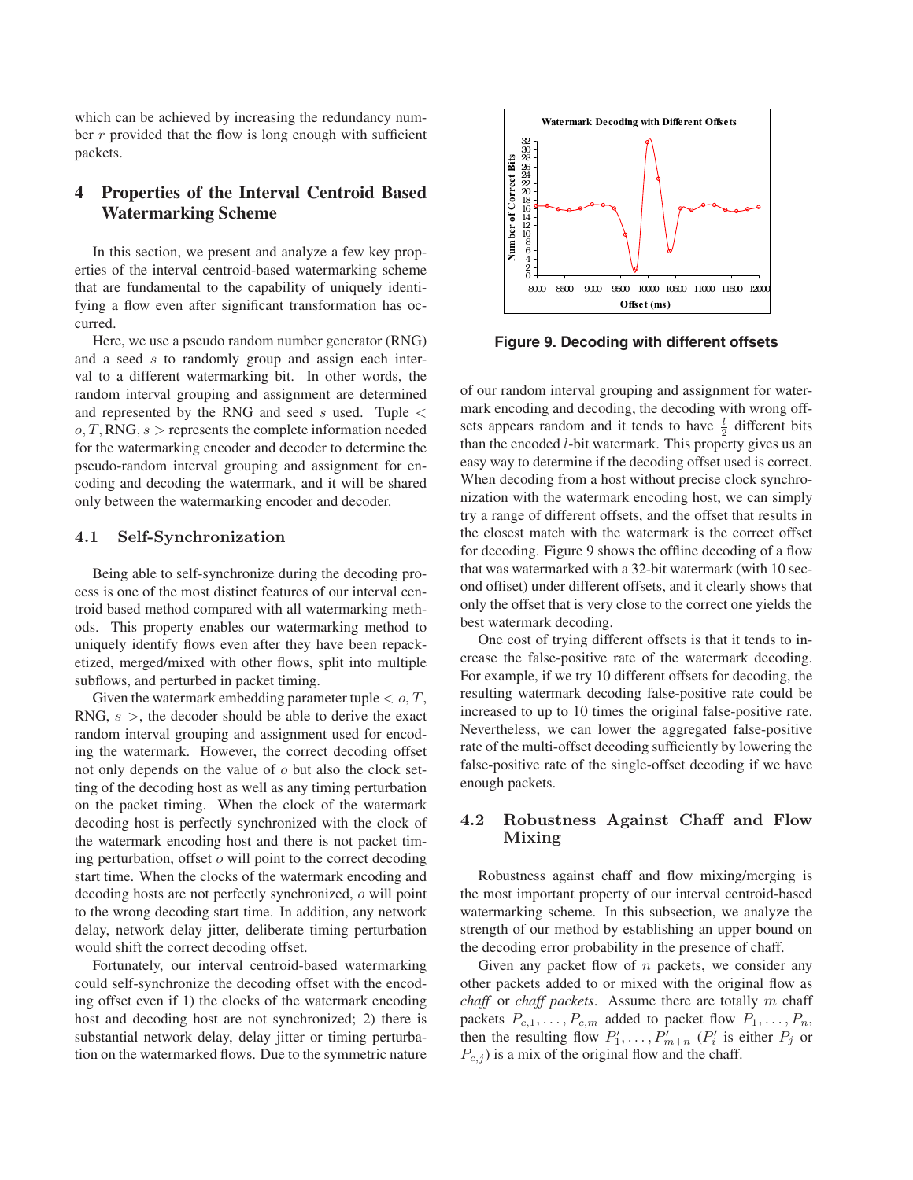which can be achieved by increasing the redundancy number $r$ provided that the flow is long enough with sufficient packets.

## 4 Properties of the Interval Centroid Based Watermarking Scheme

In this section, we present and analyze a few key properties of the interval centroid-based watermarking scheme that are fundamental to the capability of uniquely identifying a flow even after significant transformation has occurred.

Here, we use a pseudo random number generator (RNG) and a seed $s$ to randomly group and assign each interval to a different watermarking bit. In other words, the random interval grouping and assignment are determined and represented by the RNG and seed $s$ used. Tuple $< o, T, \text{RNG}, s >$ represents the complete information needed for the watermarking encoder and decoder to determine the pseudo-random interval grouping and assignment for encoding and decoding the watermark, and it will be shared only between the watermarking encoder and decoder.

### 4.1 Self-Synchronization

Being able to self-synchronize during the decoding process is one of the most distinct features of our interval centroid based method compared with all watermarking methods. This property enables our watermarking method to uniquely identify flows even after they have been repacketized, merged/mixed with other flows, split into multiple subflows, and perturbed in packet timing.

Given the watermark embedding parameter tuple $< o, T,$ RNG, $s >$, the decoder should be able to derive the exact random interval grouping and assignment used for encoding the watermark. However, the correct decoding offset not only depends on the value of $o$ but also the clock setting of the decoding host as well as any timing perturbation on the packet timing. When the clock of the watermark decoding host is perfectly synchronized with the clock of the watermark encoding host and there is not packet timing perturbation, offset $o$ will point to the correct decoding start time. When the clocks of the watermark encoding and decoding hosts are not perfectly synchronized, $o$ will point to the wrong decoding start time. In addition, any network delay, network delay jitter, deliberate timing perturbation would shift the correct decoding offset.

Fortunately, our interval centroid-based watermarking could self-synchronize the decoding offset with the encoding offset even if 1) the clocks of the watermark encoding host and decoding host are not synchronized; 2) there is substantial network delay, delay jitter or timing perturbation on the watermarked flows. Due to the symmetric nature of our random interval grouping and assignment for watermark encoding and decoding, the decoding with wrong offsets appears random and it tends to have $\frac{l}{2}$ different bits than the encoded $l$-bit watermark. This property gives us an easy way to determine if the decoding offset used is correct. When decoding from a host without precise clock synchronization with the watermark encoding host, we can simply try a range of different offsets, and the offset that results in the closest match with the watermark is the correct offset for decoding. Figure 9 shows the offline decoding of a flow that was watermarked with a 32-bit watermark (with 10 second offset) under different offsets, and it clearly shows that only the offset that is very close to the correct one yields the best watermark decoding.

**Figure 9. Decoding with different offsets**

One cost of trying different offsets is that it tends to increase the false-positive rate of the watermark decoding. For example, if we try 10 different offsets for decoding, the resulting watermark decoding false-positive rate could be increased to up to 10 times the original false-positive rate. Nevertheless, we can lower the aggregated false-positive rate of the multi-offset decoding sufficiently by lowering the false-positive rate of the single-offset decoding if we have enough packets.

### 4.2 Robustness Against Chaff and Flow Mixing

Robustness against chaff and flow mixing/merging is the most important property of our interval centroid-based watermarking scheme. In this subsection, we analyze the strength of our method by establishing an upper bound on the decoding error probability in the presence of chaff.

Given any packet flow of $n$ packets, we consider any other packets added to or mixed with the original flow as *chaff* or *chaff packets*. Assume there are totally $m$ chaff packets $P_{c,1}, \ldots, P_{c,m}$ added to packet flow $P_1, \ldots, P_n$, then the resulting flow $P'_1, \ldots, P'_{m+n}$ ($P'_i$ is either $P_j$ or $P_{c,j}$) is a mix of the original flow and the chaff.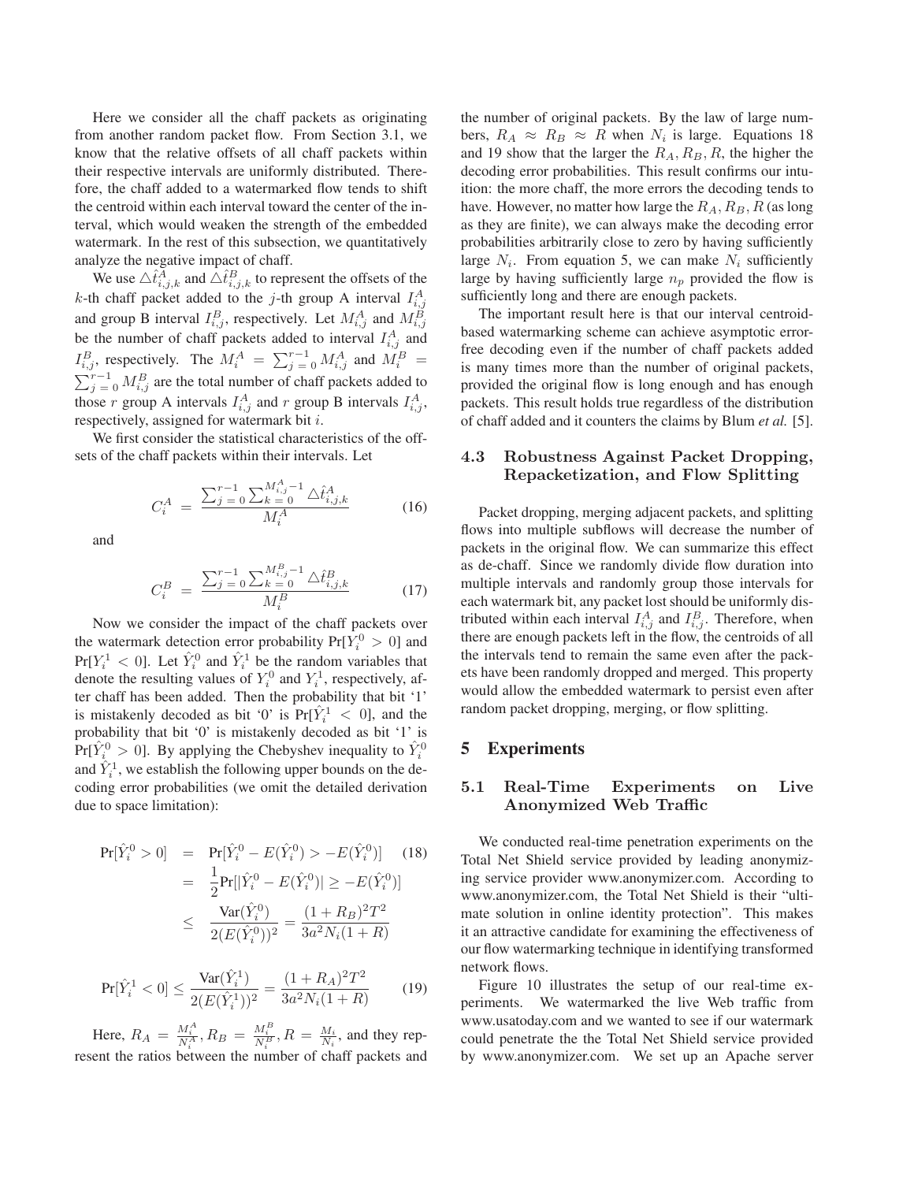Here we consider all the chaff packets as originating from another random packet flow. From Section 3.1, we know that the relative offsets of all chaff packets within their respective intervals are uniformly distributed. Therefore, the chaff added to a watermarked flow tends to shift the centroid within each interval toward the center of the interval, which would weaken the strength of the embedded watermark. In the rest of this subsection, we quantitatively analyze the negative impact of chaff.

We use $\triangle\hat{t}^A_{i,j,k}$ and $\triangle\hat{t}^B_{i,j,k}$ to represent the offsets of the $k$-th chaff packet added to the $j$-th group A interval $I^A_{i,j}$ and group B interval $I^B_{i,j}$, respectively. Let $M^A_{i,j}$ and $M^B_{i,j}$ be the number of chaff packets added to interval $I^A_{i,j}$ and $I^B_{i,j}$, respectively. The $M^A_i = \sum_{j=0}^{r-1} M^A_{i,j}$ and $M^B_i = \sum_{j=0}^{r-1} M^B_{i,j}$ are the total number of chaff packets added to those $r$ group A intervals $I^A_{i,j}$ and $r$ group B intervals $I^A_{i,j}$, respectively, assigned for watermark bit $i$.

We first consider the statistical characteristics of the offsets of the chaff packets within their intervals. Let

$$C^A_i = \frac{\sum_{j=0}^{r-1}\sum_{k=0}^{M^A_{i,j}-1} \triangle\hat{t}^A_{i,j,k}}{M^A_i} \tag{16}$$

and

$$C^B_i = \frac{\sum_{j=0}^{r-1}\sum_{k=0}^{M^B_{i,j}-1} \triangle\hat{t}^B_{i,j,k}}{M^B_i} \tag{17}$$

Now we consider the impact of the chaff packets over the watermark detection error probability $\Pr[Y^0_i > 0]$ and $\Pr[Y^1_i < 0]$. Let $\hat{Y}^0_i$ and $\hat{Y}^1_i$ be the random variables that denote the resulting values of $Y^0_i$ and $Y^1_i$, respectively, after chaff has been added. Then the probability that bit '1' is mistakenly decoded as bit '0' is $\Pr[\hat{Y}^1_i < 0]$, and the probability that bit '0' is mistakenly decoded as bit '1' is $\Pr[\hat{Y}^0_i > 0]$. By applying the Chebyshev inequality to $\hat{Y}^0_i$ and $\hat{Y}^1_i$, we establish the following upper bounds on the decoding error probabilities (we omit the detailed derivation due to space limitation):

$$\begin{aligned}
\Pr[\hat{Y}^0_i > 0] &= \Pr[\hat{Y}^0_i - E(\hat{Y}^0_i) > -E(\hat{Y}^0_i)] \\
&= \frac{1}{2}\Pr[|\hat{Y}^0_i - E(\hat{Y}^0_i)| \geq -E(\hat{Y}^0_i)] \\
&\leq \frac{\mathrm{Var}(\hat{Y}^0_i)}{2(E(\hat{Y}^0_i))^2} = \frac{(1+R_B)^2T^2}{3a^2N_i(1+R)}
\end{aligned} \tag{18}$$

$$\Pr[\hat{Y}^1_i < 0] \leq \frac{\mathrm{Var}(\hat{Y}^1_i)}{2(E(\hat{Y}^1_i))^2} = \frac{(1+R_A)^2T^2}{3a^2N_i(1+R)} \tag{19}$$

Here, $R_A = \frac{M^A_i}{N^A_i}, R_B = \frac{M^B_i}{N^B_i}, R = \frac{M_i}{N_i}$, and they represent the ratios between the number of chaff packets and the number of original packets. By the law of large numbers, $R_A \approx R_B \approx R$ when $N_i$ is large. Equations 18 and 19 show that the larger the $R_A, R_B, R$, the higher the decoding error probabilities. This result confirms our intuition: the more chaff, the more errors the decoding tends to have. However, no matter how large the $R_A, R_B, R$ (as long as they are finite), we can always make the decoding error probabilities arbitrarily close to zero by having sufficiently large $N_i$. From equation 5, we can make $N_i$ sufficiently large by having sufficiently large $n_p$ provided the flow is sufficiently long and there are enough packets.

The important result here is that our interval centroid-based watermarking scheme can achieve asymptotic error-free decoding even if the number of chaff packets added is many times more than the number of original packets, provided the original flow is long enough and has enough packets. This result holds true regardless of the distribution of chaff added and it counters the claims by Blum *et al.* [5].

### 4.3 Robustness Against Packet Dropping, Repacketization, and Flow Splitting

Packet dropping, merging adjacent packets, and splitting flows into multiple subflows will decrease the number of packets in the original flow. We can summarize this effect as de-chaff. Since we randomly divide flow duration into multiple intervals and randomly group those intervals for each watermark bit, any packet lost should be uniformly distributed within each interval $I^A_{i,j}$ and $I^B_{i,j}$. Therefore, when there are enough packets left in the flow, the centroids of all the intervals tend to remain the same even after the packets have been randomly dropped and merged. This property would allow the embedded watermark to persist even after random packet dropping, merging, or flow splitting.

## 5 Experiments

### 5.1 Real-Time Experiments on Live Anonymized Web Traffic

We conducted real-time penetration experiments on the Total Net Shield service provided by leading anonymizing service provider www.anonymizer.com. According to www.anonymizer.com, the Total Net Shield is their "ultimate solution in online identity protection". This makes it an attractive candidate for examining the effectiveness of our flow watermarking technique in identifying transformed network flows.

Figure 10 illustrates the setup of our real-time experiments. We watermarked the live Web traffic from www.usatoday.com and we wanted to see if our watermark could penetrate the the Total Net Shield service provided by www.anonymizer.com. We set up an Apache server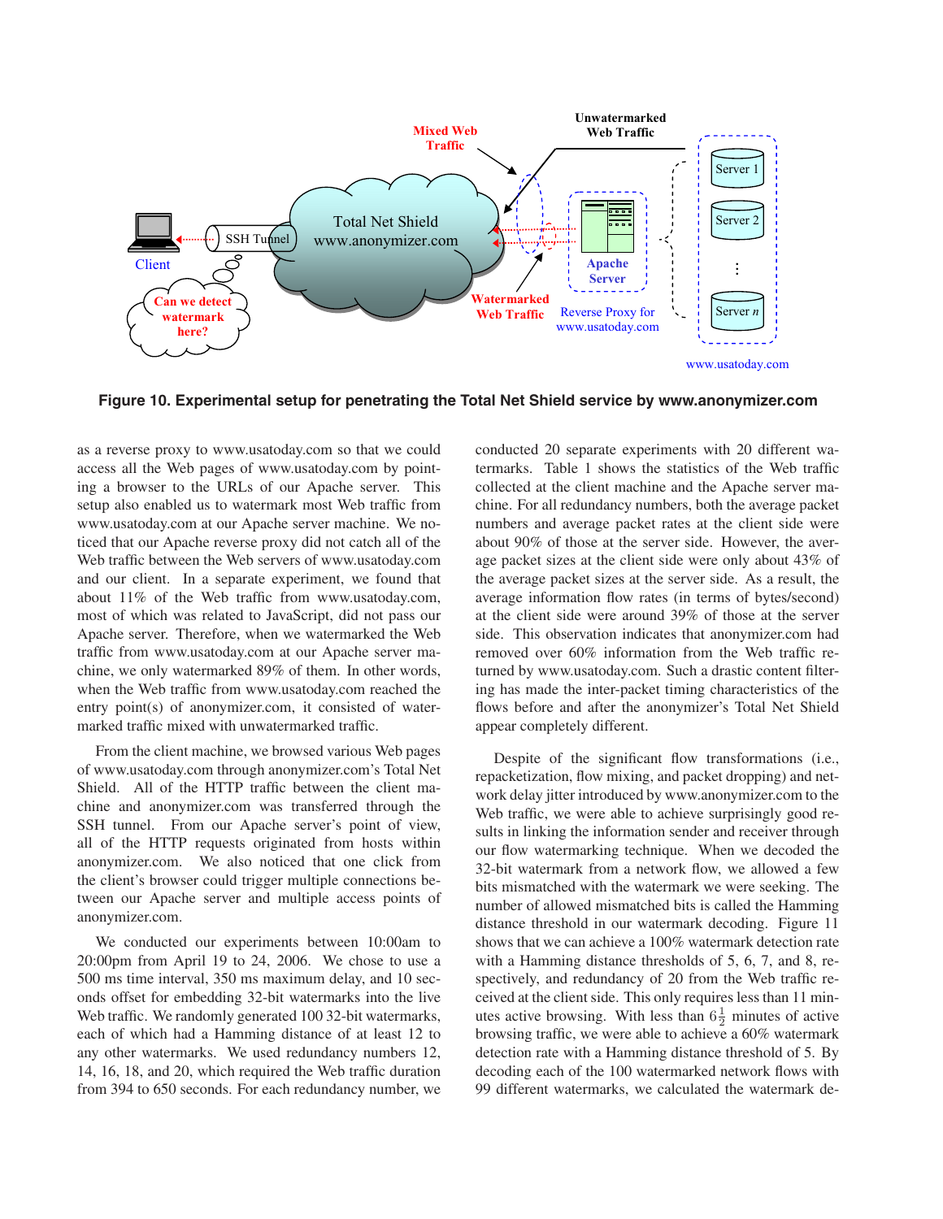**Figure 10. Experimental setup for penetrating the Total Net Shield service by www.anonymizer.com**

as a reverse proxy to www.usatoday.com so that we could access all the Web pages of www.usatoday.com by pointing a browser to the URLs of our Apache server. This setup also enabled us to watermark most Web traffic from www.usatoday.com at our Apache server machine. We noticed that our Apache reverse proxy did not catch all of the Web traffic between the Web servers of www.usatoday.com and our client. In a separate experiment, we found that about 11% of the Web traffic from www.usatoday.com, most of which was related to JavaScript, did not pass our Apache server. Therefore, when we watermarked the Web traffic from www.usatoday.com at our Apache server machine, we only watermarked 89% of them. In other words, when the Web traffic from www.usatoday.com reached the entry point(s) of anonymizer.com, it consisted of watermarked traffic mixed with unwatermarked traffic.

From the client machine, we browsed various Web pages of www.usatoday.com through anonymizer.com's Total Net Shield. All of the HTTP traffic between the client machine and anonymizer.com was transferred through the SSH tunnel. From our Apache server's point of view, all of the HTTP requests originated from hosts within anonymizer.com. We also noticed that one click from the client's browser could trigger multiple connections between our Apache server and multiple access points of anonymizer.com.

We conducted our experiments between 10:00am to 20:00pm from April 19 to 24, 2006. We chose to use a 500 ms time interval, 350 ms maximum delay, and 10 seconds offset for embedding 32-bit watermarks into the live Web traffic. We randomly generated 100 32-bit watermarks, each of which had a Hamming distance of at least 12 to any other watermarks. We used redundancy numbers 12, 14, 16, 18, and 20, which required the Web traffic duration from 394 to 650 seconds. For each redundancy number, we conducted 20 separate experiments with 20 different watermarks. Table 1 shows the statistics of the Web traffic collected at the client machine and the Apache server machine. For all redundancy numbers, both the average packet numbers and average packet rates at the client side were about 90% of those at the server side. However, the average packet sizes at the client side were only about 43% of the average packet sizes at the server side. As a result, the average information flow rates (in terms of bytes/second) at the client side were around 39% of those at the server side. This observation indicates that anonymizer.com had removed over 60% information from the Web traffic returned by www.usatoday.com. Such a drastic content filtering has made the inter-packet timing characteristics of the flows before and after the anonymizer's Total Net Shield appear completely different.

Despite of the significant flow transformations (i.e., repacketization, flow mixing, and packet dropping) and network delay jitter introduced by www.anonymizer.com to the Web traffic, we were able to achieve surprisingly good results in linking the information sender and receiver through our flow watermarking technique. When we decoded the 32-bit watermark from a network flow, we allowed a few bits mismatched with the watermark we were seeking. The number of allowed mismatched bits is called the Hamming distance threshold in our watermark decoding. Figure 11 shows that we can achieve a 100% watermark detection rate with a Hamming distance thresholds of 5, 6, 7, and 8, respectively, and redundancy of 20 from the Web traffic received at the client side. This only requires less than 11 minutes active browsing. With less than $6\frac{1}{2}$ minutes of active browsing traffic, we were able to achieve a 60% watermark detection rate with a Hamming distance threshold of 5. By decoding each of the 100 watermarked network flows with 99 different watermarks, we calculated the watermark de-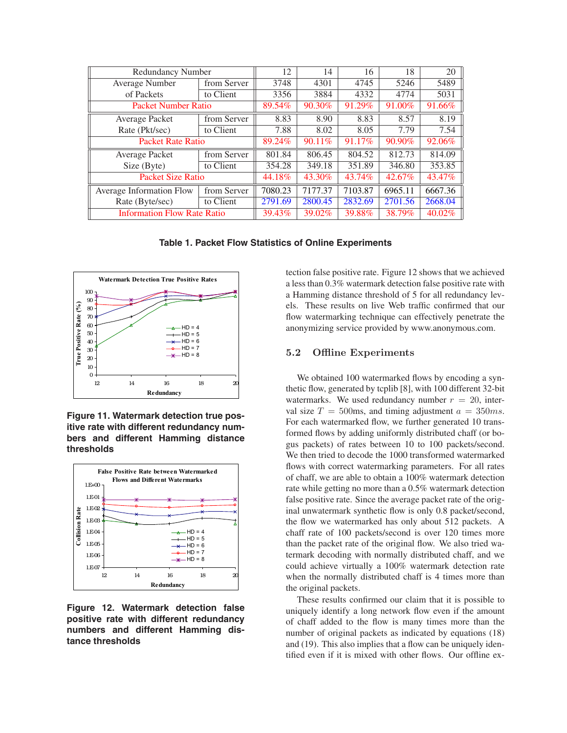| Redundancy Number | | 12 | 14 | 16 | 18 | 20 |
|---|---|---|---|---|---|---|
| Average Number of Packets | from Server | 3748 | 4301 | 4745 | 5246 | 5489 |
| | to Client | 3356 | 3884 | 4332 | 4774 | 5031 |
| Packet Number Ratio | | 89.54% | 90.30% | 91.29% | 91.00% | 91.66% |
| Average Packet Rate (Pkt/sec) | from Server | 8.83 | 8.90 | 8.83 | 8.57 | 8.19 |
| | to Client | 7.88 | 8.02 | 8.05 | 7.79 | 7.54 |
| Packet Rate Ratio | | 89.24% | 90.11% | 91.17% | 90.90% | 92.06% |
| Average Packet Size (Byte) | from Server | 801.84 | 806.45 | 804.52 | 812.73 | 814.09 |
| | to Client | 354.28 | 349.18 | 351.89 | 346.80 | 353.85 |
| Packet Size Ratio | | 44.18% | 43.30% | 43.74% | 42.67% | 43.47% |
| Average Information Flow Rate (Byte/sec) | from Server | 7080.23 | 7177.37 | 7103.87 | 6965.11 | 6667.36 |
| | to Client | 2791.69 | 2800.45 | 2832.69 | 2701.56 | 2668.04 |
| Information Flow Rate Ratio | | 39.43% | 39.02% | 39.88% | 38.79% | 40.02% |

**Table 1. Packet Flow Statistics of Online Experiments**

**Figure 11. Watermark detection true positive rate with different redundancy numbers and different Hamming distance thresholds**

**Figure 12. Watermark detection false positive rate with different redundancy numbers and different Hamming distance thresholds**

tection false positive rate. Figure 12 shows that we achieved a less than 0.3% watermark detection false positive rate with a Hamming distance threshold of 5 for all redundancy levels. These results on live Web traffic confirmed that our flow watermarking technique can effectively penetrate the anonymizing service provided by www.anonymous.com.

## 5.2 Offline Experiments

We obtained 100 watermarked flows by encoding a synthetic flow, generated by tcplib [8], with 100 different 32-bit watermarks. We used redundancy number $r = 20$, interval size $T = 500$ms, and timing adjustment $a = 350ms$. For each watermarked flow, we further generated 10 transformed flows by adding uniformly distributed chaff (or bogus packets) of rates between 10 to 100 packets/second. We then tried to decode the 1000 transformed watermarked flows with correct watermarking parameters. For all rates of chaff, we are able to obtain a 100% watermark detection rate while getting no more than a 0.5% watermark detection false positive rate. Since the average packet rate of the original unwatermarked synthetic flow is only 0.8 packet/second, the flow we watermarked has only about 512 packets. A chaff rate of 100 packets/second is over 120 times more than the packet rate of the original flow. We also tried watermark decoding with normally distributed chaff, and we could achieve virtually a 100% watermark detection rate when the normally distributed chaff is 4 times more than the original packets.

These results confirmed our claim that it is possible to uniquely identify a long network flow even if the amount of chaff added to the flow is many times more than the number of original packets as indicated by equations (18) and (19). This also implies that a flow can be uniquely identified even if it is mixed with other flows. Our offline ex-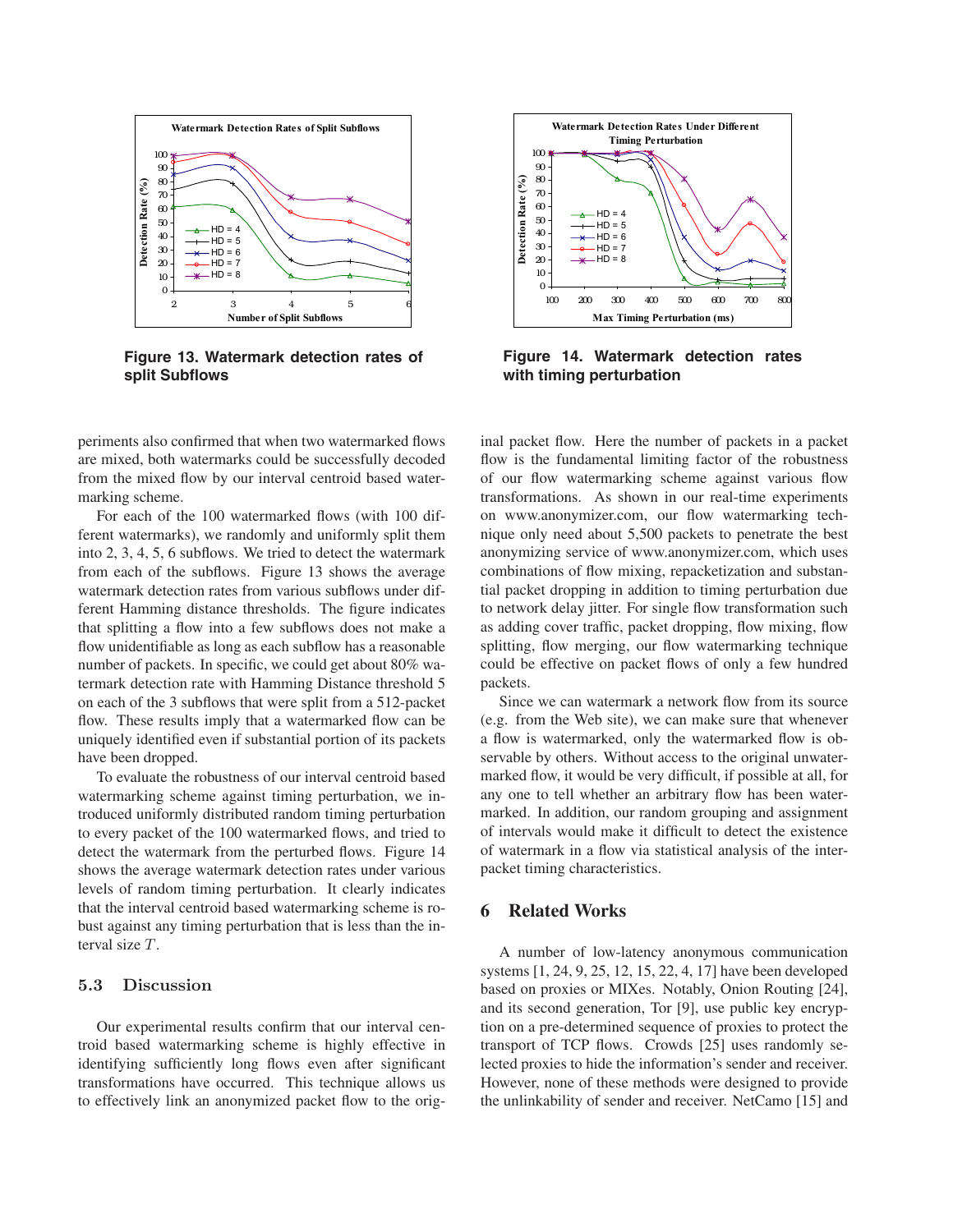**Figure 13. Watermark detection rates of split Subflows**

**Figure 14. Watermark detection rates with timing perturbation**

periments also confirmed that when two watermarked flows are mixed, both watermarks could be successfully decoded from the mixed flow by our interval centroid based watermarking scheme.

For each of the 100 watermarked flows (with 100 different watermarks), we randomly and uniformly split them into 2, 3, 4, 5, 6 subflows. We tried to detect the watermark from each of the subflows. Figure 13 shows the average watermark detection rates from various subflows under different Hamming distance thresholds. The figure indicates that splitting a flow into a few subflows does not make a flow unidentifiable as long as each subflow has a reasonable number of packets. In specific, we could get about 80% watermark detection rate with Hamming Distance threshold 5 on each of the 3 subflows that were split from a 512-packet flow. These results imply that a watermarked flow can be uniquely identified even if substantial portion of its packets have been dropped.

To evaluate the robustness of our interval centroid based watermarking scheme against timing perturbation, we introduced uniformly distributed random timing perturbation to every packet of the 100 watermarked flows, and tried to detect the watermark from the perturbed flows. Figure 14 shows the average watermark detection rates under various levels of random timing perturbation. It clearly indicates that the interval centroid based watermarking scheme is robust against any timing perturbation that is less than the interval size $T$.

### 5.3 Discussion

Our experimental results confirm that our interval centroid based watermarking scheme is highly effective in identifying sufficiently long flows even after significant transformations have occurred. This technique allows us to effectively link an anonymized packet flow to the original packet flow. Here the number of packets in a packet flow is the fundamental limiting factor of the robustness of our flow watermarking scheme against various flow transformations. As shown in our real-time experiments on www.anonymizer.com, our flow watermarking technique only need about 5,500 packets to penetrate the best anonymizing service of www.anonymizer.com, which uses combinations of flow mixing, repacketization and substantial packet dropping in addition to timing perturbation due to network delay jitter. For single flow transformation such as adding cover traffic, packet dropping, flow mixing, flow splitting, flow merging, our flow watermarking technique could be effective on packet flows of only a few hundred packets.

Since we can watermark a network flow from its source (e.g. from the Web site), we can make sure that whenever a flow is watermarked, only the watermarked flow is observable by others. Without access to the original unwatermarked flow, it would be very difficult, if possible at all, for any one to tell whether an arbitrary flow has been watermarked. In addition, our random grouping and assignment of intervals would make it difficult to detect the existence of watermark in a flow via statistical analysis of the inter-packet timing characteristics.

## 6 Related Works

A number of low-latency anonymous communication systems [1, 24, 9, 25, 12, 15, 22, 4, 17] have been developed based on proxies or MIXes. Notably, Onion Routing [24], and its second generation, Tor [9], use public key encryption on a pre-determined sequence of proxies to protect the transport of TCP flows. Crowds [25] uses randomly selected proxies to hide the information's sender and receiver. However, none of these methods were designed to provide the unlinkability of sender and receiver. NetCamo [15] and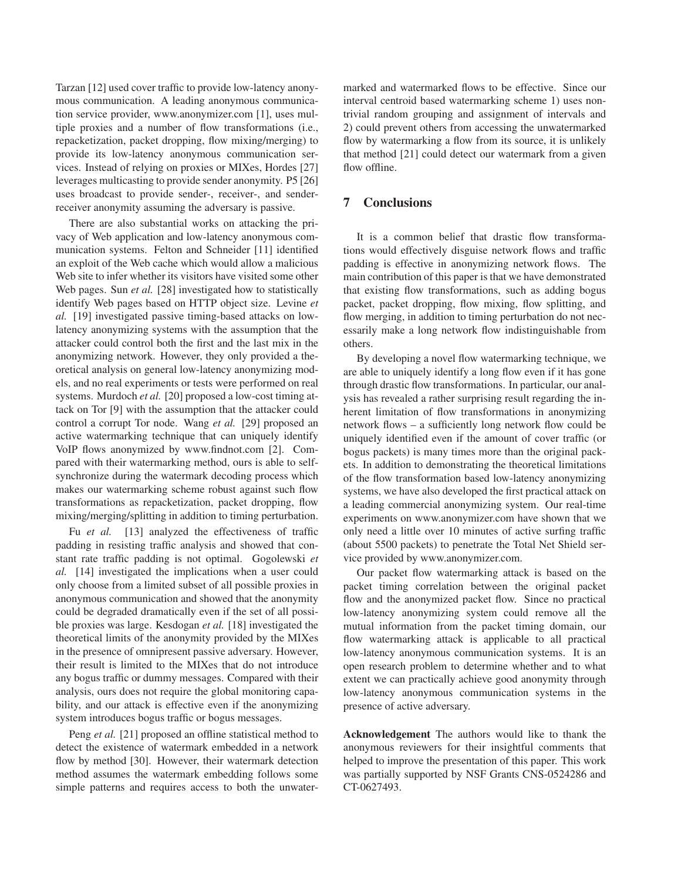Tarzan [12] used cover traffic to provide low-latency anonymous communication. A leading anonymous communication service provider, www.anonymizer.com [1], uses multiple proxies and a number of flow transformations (i.e., repacketization, packet dropping, flow mixing/merging) to provide its low-latency anonymous communication services. Instead of relying on proxies or MIXes, Hordes [27] leverages multicasting to provide sender anonymity. P5 [26] uses broadcast to provide sender-, receiver-, and sender-receiver anonymity assuming the adversary is passive.

There are also substantial works on attacking the privacy of Web application and low-latency anonymous communication systems. Felton and Schneider [11] identified an exploit of the Web cache which would allow a malicious Web site to infer whether its visitors have visited some other Web pages. Sun *et al.* [28] investigated how to statistically identify Web pages based on HTTP object size. Levine *et al.* [19] investigated passive timing-based attacks on low-latency anonymizing systems with the assumption that the attacker could control both the first and the last mix in the anonymizing network. However, they only provided a theoretical analysis on general low-latency anonymizing models, and no real experiments or tests were performed on real systems. Murdoch *et al.* [20] proposed a low-cost timing attack on Tor [9] with the assumption that the attacker could control a corrupt Tor node. Wang *et al.* [29] proposed an active watermarking technique that can uniquely identify VoIP flows anonymized by www.findnot.com [2]. Compared with their watermarking method, ours is able to self-synchronize during the watermark decoding process which makes our watermarking scheme robust against such flow transformations as repacketization, packet dropping, flow mixing/merging/splitting in addition to timing perturbation.

Fu *et al.* [13] analyzed the effectiveness of traffic padding in resisting traffic analysis and showed that constant rate traffic padding is not optimal. Gogolewski *et al.* [14] investigated the implications when a user could only choose from a limited subset of all possible proxies in anonymous communication and showed that the anonymity could be degraded dramatically even if the set of all possible proxies was large. Kesdogan *et al.* [18] investigated the theoretical limits of the anonymity provided by the MIXes in the presence of omnipresent passive adversary. However, their result is limited to the MIXes that do not introduce any bogus traffic or dummy messages. Compared with their analysis, ours does not require the global monitoring capability, and our attack is effective even if the anonymizing system introduces bogus traffic or bogus messages.

Peng *et al.* [21] proposed an offline statistical method to detect the existence of watermark embedded in a network flow by method [30]. However, their watermark detection method assumes the watermark embedding follows some simple patterns and requires access to both the unwatermarked and watermarked flows to be effective. Since our interval centroid based watermarking scheme 1) uses non-trivial random grouping and assignment of intervals and 2) could prevent others from accessing the unwatermarked flow by watermarking a flow from its source, it is unlikely that method [21] could detect our watermark from a given flow offline.

## 7 Conclusions

It is a common belief that drastic flow transformations would effectively disguise network flows and traffic padding is effective in anonymizing network flows. The main contribution of this paper is that we have demonstrated that existing flow transformations, such as adding bogus packet, packet dropping, flow mixing, flow splitting, and flow merging, in addition to timing perturbation do not necessarily make a long network flow indistinguishable from others.

By developing a novel flow watermarking technique, we are able to uniquely identify a long flow even if it has gone through drastic flow transformations. In particular, our analysis has revealed a rather surprising result regarding the inherent limitation of flow transformations in anonymizing network flows – a sufficiently long network flow could be uniquely identified even if the amount of cover traffic (or bogus packets) is many times more than the original packets. In addition to demonstrating the theoretical limitations of the flow transformation based low-latency anonymizing systems, we have also developed the first practical attack on a leading commercial anonymizing system. Our real-time experiments on www.anonymizer.com have shown that we only need a little over 10 minutes of active surfing traffic (about 5500 packets) to penetrate the Total Net Shield service provided by www.anonymizer.com.

Our packet flow watermarking attack is based on the packet timing correlation between the original packet flow and the anonymized packet flow. Since no practical low-latency anonymizing system could remove all the mutual information from the packet timing domain, our flow watermarking attack is applicable to all practical low-latency anonymous communication systems. It is an open research problem to determine whether and to what extent we can practically achieve good anonymity through low-latency anonymous communication systems in the presence of active adversary.

**Acknowledgement** The authors would like to thank the anonymous reviewers for their insightful comments that helped to improve the presentation of this paper. This work was partially supported by NSF Grants CNS-0524286 and CT-0627493.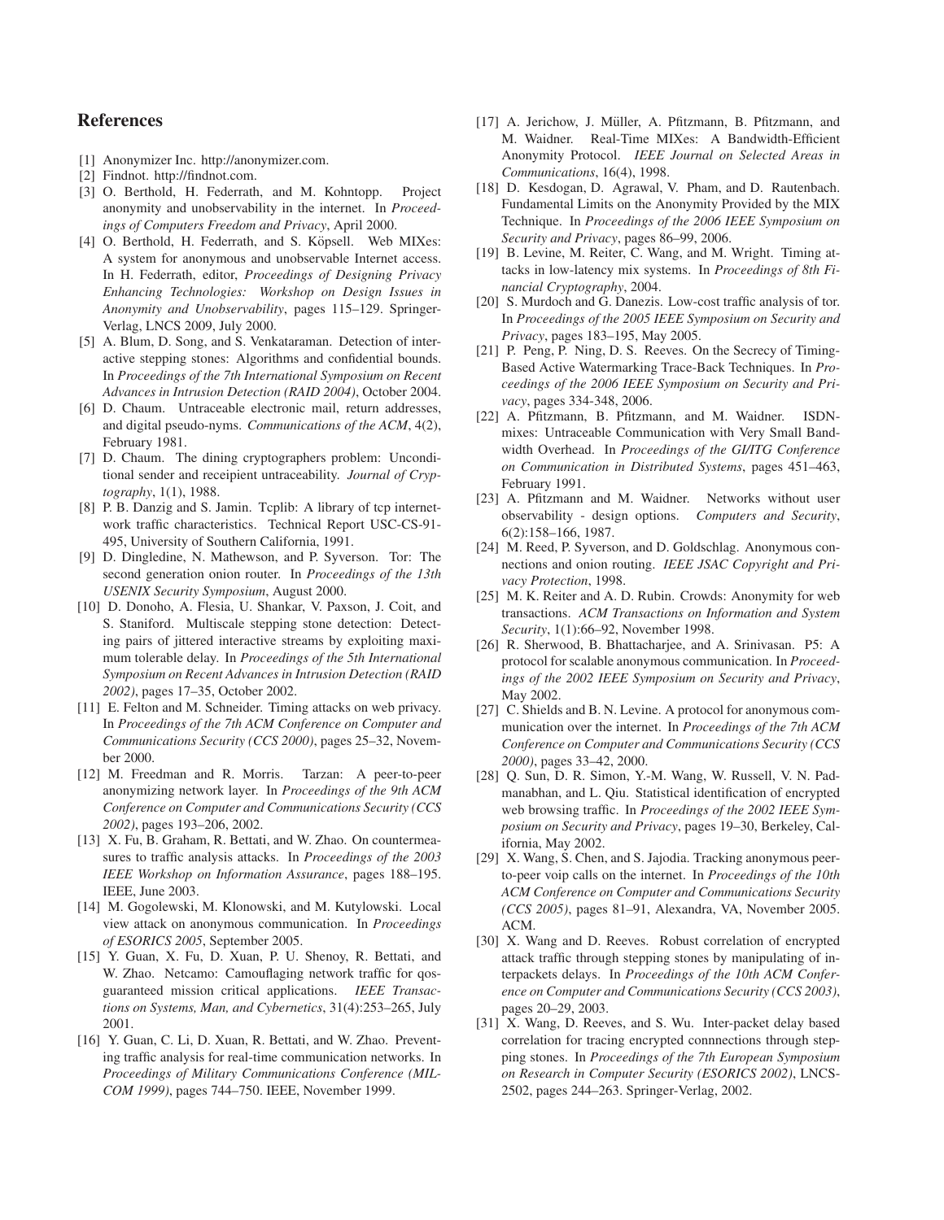## References

- [1] Anonymizer Inc. http://anonymizer.com.
- [2] Findnot. http://findnot.com.
- [3] O. Berthold, H. Federrath, and M. Kohntopp. Project anonymity and unobservability in the internet. In *Proceedings of Computers Freedom and Privacy*, April 2000.
- [4] O. Berthold, H. Federrath, and S. Köpsell. Web MIXes: A system for anonymous and unobservable Internet access. In H. Federrath, editor, *Proceedings of Designing Privacy Enhancing Technologies: Workshop on Design Issues in Anonymity and Unobservability*, pages 115–129. Springer-Verlag, LNCS 2009, July 2000.
- [5] A. Blum, D. Song, and S. Venkataraman. Detection of interactive stepping stones: Algorithms and confidential bounds. In *Proceedings of the 7th International Symposium on Recent Advances in Intrusion Detection (RAID 2004)*, October 2004.
- [6] D. Chaum. Untraceable electronic mail, return addresses, and digital pseudo-nyms. *Communications of the ACM*, 4(2), February 1981.
- [7] D. Chaum. The dining cryptographers problem: Unconditional sender and receipient untraceability. *Journal of Cryptography*, 1(1), 1988.
- [8] P. B. Danzig and S. Jamin. Tcplib: A library of tcp internetwork traffic characteristics. Technical Report USC-CS-91-495, University of Southern California, 1991.
- [9] D. Dingledine, N. Mathewson, and P. Syverson. Tor: The second generation onion router. In *Proceedings of the 13th USENIX Security Symposium*, August 2000.
- [10] D. Donoho, A. Flesia, U. Shankar, V. Paxson, J. Coit, and S. Staniford. Multiscale stepping stone detection: Detecting pairs of jittered interactive streams by exploiting maximum tolerable delay. In *Proceedings of the 5th International Symposium on Recent Advances in Intrusion Detection (RAID 2002)*, pages 17–35, October 2002.
- [11] E. Felton and M. Schneider. Timing attacks on web privacy. In *Proceedings of the 7th ACM Conference on Computer and Communications Security (CCS 2000)*, pages 25–32, November 2000.
- [12] M. Freedman and R. Morris. Tarzan: A peer-to-peer anonymizing network layer. In *Proceedings of the 9th ACM Conference on Computer and Communications Security (CCS 2002)*, pages 193–206, 2002.
- [13] X. Fu, B. Graham, R. Bettati, and W. Zhao. On countermeasures to traffic analysis attacks. In *Proceedings of the 2003 IEEE Workshop on Information Assurance*, pages 188–195. IEEE, June 2003.
- [14] M. Gogolewski, M. Klonowski, and M. Kutylowski. Local view attack on anonymous communication. In *Proceedings of ESORICS 2005*, September 2005.
- [15] Y. Guan, X. Fu, D. Xuan, P. U. Shenoy, R. Bettati, and W. Zhao. Netcamo: Camouflaging network traffic for qos-guaranteed mission critical applications. *IEEE Transactions on Systems, Man, and Cybernetics*, 31(4):253–265, July 2001.
- [16] Y. Guan, C. Li, D. Xuan, R. Bettati, and W. Zhao. Preventing traffic analysis for real-time communication networks. In *Proceedings of Military Communications Conference (MILCOM 1999)*, pages 744–750. IEEE, November 1999.
- [17] A. Jerichow, J. Müller, A. Pfitzmann, B. Pfitzmann, and M. Waidner. Real-Time MIXes: A Bandwidth-Efficient Anonymity Protocol. *IEEE Journal on Selected Areas in Communications*, 16(4), 1998.
- [18] D. Kesdogan, D. Agrawal, V. Pham, and D. Rautenbach. Fundamental Limits on the Anonymity Provided by the MIX Technique. In *Proceedings of the 2006 IEEE Symposium on Security and Privacy*, pages 86–99, 2006.
- [19] B. Levine, M. Reiter, C. Wang, and M. Wright. Timing attacks in low-latency mix systems. In *Proceedings of 8th Financial Cryptography*, 2004.
- [20] S. Murdoch and G. Danezis. Low-cost traffic analysis of tor. In *Proceedings of the 2005 IEEE Symposium on Security and Privacy*, pages 183–195, May 2005.
- [21] P. Peng, P. Ning, D. S. Reeves. On the Secrecy of Timing-Based Active Watermarking Trace-Back Techniques. In *Proceedings of the 2006 IEEE Symposium on Security and Privacy*, pages 334-348, 2006.
- [22] A. Pfitzmann, B. Pfitzmann, and M. Waidner. ISDN-mixes: Untraceable Communication with Very Small Bandwidth Overhead. In *Proceedings of the GI/ITG Conference on Communication in Distributed Systems*, pages 451–463, February 1991.
- [23] A. Pfitzmann and M. Waidner. Networks without user observability - design options. *Computers and Security*, 6(2):158–166, 1987.
- [24] M. Reed, P. Syverson, and D. Goldschlag. Anonymous connections and onion routing. *IEEE JSAC Copyright and Privacy Protection*, 1998.
- [25] M. K. Reiter and A. D. Rubin. Crowds: Anonymity for web transactions. *ACM Transactions on Information and System Security*, 1(1):66–92, November 1998.
- [26] R. Sherwood, B. Bhattacharjee, and A. Srinivasan. P5: A protocol for scalable anonymous communication. In *Proceedings of the 2002 IEEE Symposium on Security and Privacy*, May 2002.
- [27] C. Shields and B. N. Levine. A protocol for anonymous communication over the internet. In *Proceedings of the 7th ACM Conference on Computer and Communications Security (CCS 2000)*, pages 33–42, 2000.
- [28] Q. Sun, D. R. Simon, Y.-M. Wang, W. Russell, V. N. Padmanabhan, and L. Qiu. Statistical identification of encrypted web browsing traffic. In *Proceedings of the 2002 IEEE Symposium on Security and Privacy*, pages 19–30, Berkeley, California, May 2002.
- [29] X. Wang, S. Chen, and S. Jajodia. Tracking anonymous peer-to-peer voip calls on the internet. In *Proceedings of the 10th ACM Conference on Computer and Communications Security (CCS 2005)*, pages 81–91, Alexandra, VA, November 2005. ACM.
- [30] X. Wang and D. Reeves. Robust correlation of encrypted attack traffic through stepping stones by manipulating of interpackets delays. In *Proceedings of the 10th ACM Conference on Computer and Communications Security (CCS 2003)*, pages 20–29, 2003.
- [31] X. Wang, D. Reeves, and S. Wu. Inter-packet delay based correlation for tracing encrypted connnections through stepping stones. In *Proceedings of the 7th European Symposium on Research in Computer Security (ESORICS 2002)*, LNCS-2502, pages 244–263. Springer-Verlag, 2002.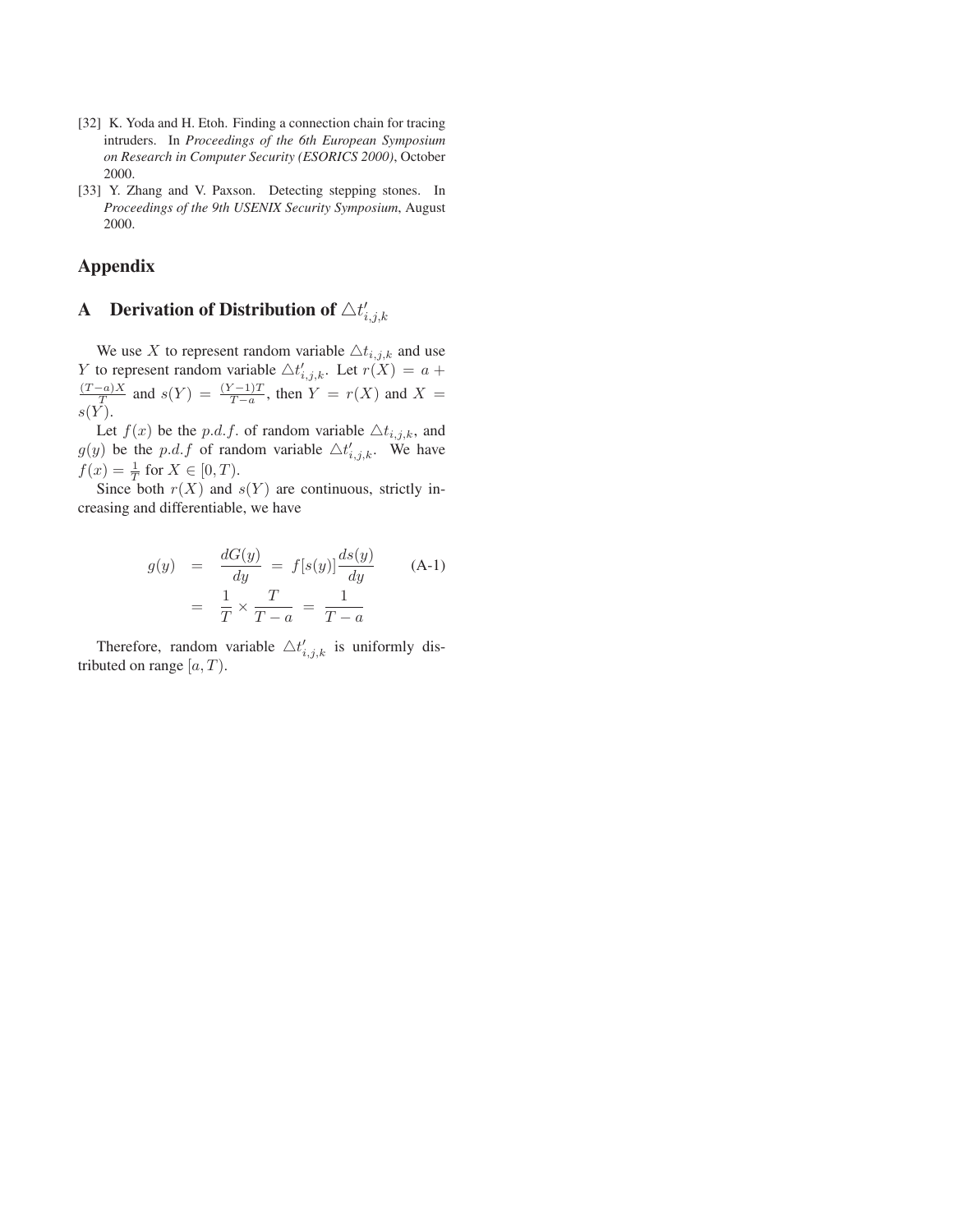[32] K. Yoda and H. Etoh. Finding a connection chain for tracing intruders. In *Proceedings of the 6th European Symposium on Research in Computer Security (ESORICS 2000)*, October 2000.

[33] Y. Zhang and V. Paxson. Detecting stepping stones. In *Proceedings of the 9th USENIX Security Symposium*, August 2000.

# Appendix

## A Derivation of Distribution of $\triangle t'_{i,j,k}$

We use $X$ to represent random variable $\triangle t_{i,j,k}$ and use $Y$ to represent random variable $\triangle t'_{i,j,k}$. Let $r(X) = a + \frac{(T-a)X}{T}$ and $s(Y) = \frac{(Y-1)T}{T-a}$, then $Y = r(X)$ and $X = s(Y)$.

Let $f(x)$ be the $p.d.f.$ of random variable $\triangle t_{i,j,k}$, and $g(y)$ be the $p.d.f$ of random variable $\triangle t'_{i,j,k}$. We have $f(x) = \frac{1}{T}$ for $X \in [0, T)$.

Since both $r(X)$ and $s(Y)$ are continuous, strictly increasing and differentiable, we have

$$
\begin{aligned}
g(y) &= \frac{dG(y)}{dy} = f[s(y)]\frac{ds(y)}{dy} \qquad \text{(A-1)} \\
&= \frac{1}{T} \times \frac{T}{T-a} = \frac{1}{T-a}
\end{aligned}
$$

Therefore, random variable $\triangle t'_{i,j,k}$ is uniformly distributed on range $[a, T)$.